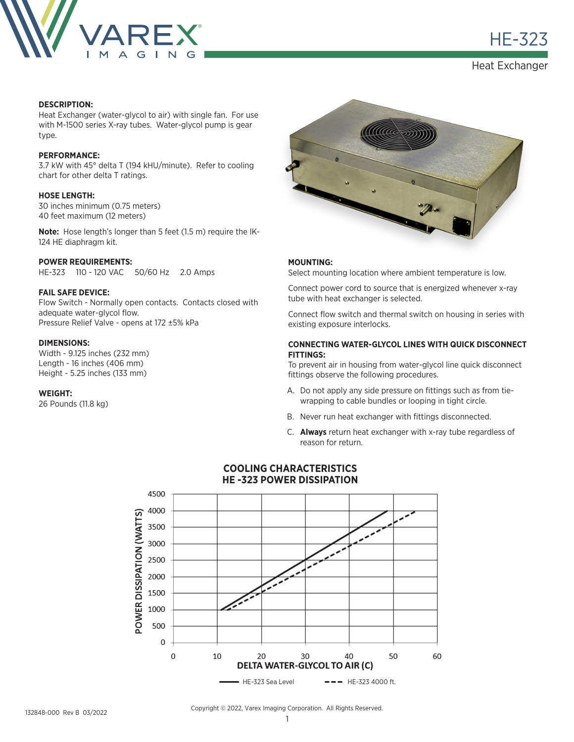# HE-323

Heat Exchanger

**DESCRIPTION:**

Heat Exchanger (water-glycol to air) with single fan. For use with M-1500 series X-ray tubes. Water-glycol pump is gear type.

**PERFORMANCE:**

3.7 kW with 45° delta T (194 kHU/minute). Refer to cooling chart for other delta T ratings.

**HOSE LENGTH:**

30 inches minimum (0.75 meters)
40 feet maximum (12 meters)

**Note:** Hose length's longer than 5 feet (1.5 m) require the IK-124 HE diaphragm kit.

**POWER REQUIREMENTS:**

HE-323 110 - 120 VAC 50/60 Hz 2.0 Amps

**FAIL SAFE DEVICE:**

Flow Switch - Normally open contacts. Contacts closed with adequate water-glycol flow.
Pressure Relief Valve - opens at 172 ±5% kPa

**DIMENSIONS:**

Width - 9.125 inches (232 mm)
Length - 16 inches (406 mm)
Height - 5.25 inches (133 mm)

**WEIGHT:**

26 Pounds (11.8 kg)

**MOUNTING:**

Select mounting location where ambient temperature is low.

Connect power cord to source that is energized whenever x-ray tube with heat exchanger is selected.

Connect flow switch and thermal switch on housing in series with existing exposure interlocks.

**CONNECTING WATER-GLYCOL LINES WITH QUICK DISCONNECT FITTINGS:**

To prevent air in housing from water-glycol line quick disconnect fittings observe the following procedures.

A. Do not apply any side pressure on fittings such as from tie-wrapping to cable bundles or looping in tight circle.

B. Never run heat exchanger with fittings disconnected.

C. **Always** return heat exchanger with x-ray tube regardless of reason for return.

**COOLING CHARACTERISTICS**
**HE -323 POWER DISSIPATION**

POWER DISSIPATION (WATTS) vs. DELTA WATER-GLYCOL TO AIR (C)

HE-323 Sea Level — HE-323 4000 ft.

132848-000 Rev B 03/2022

Copyright © 2022, Varex Imaging Corporation. All Rights Reserved.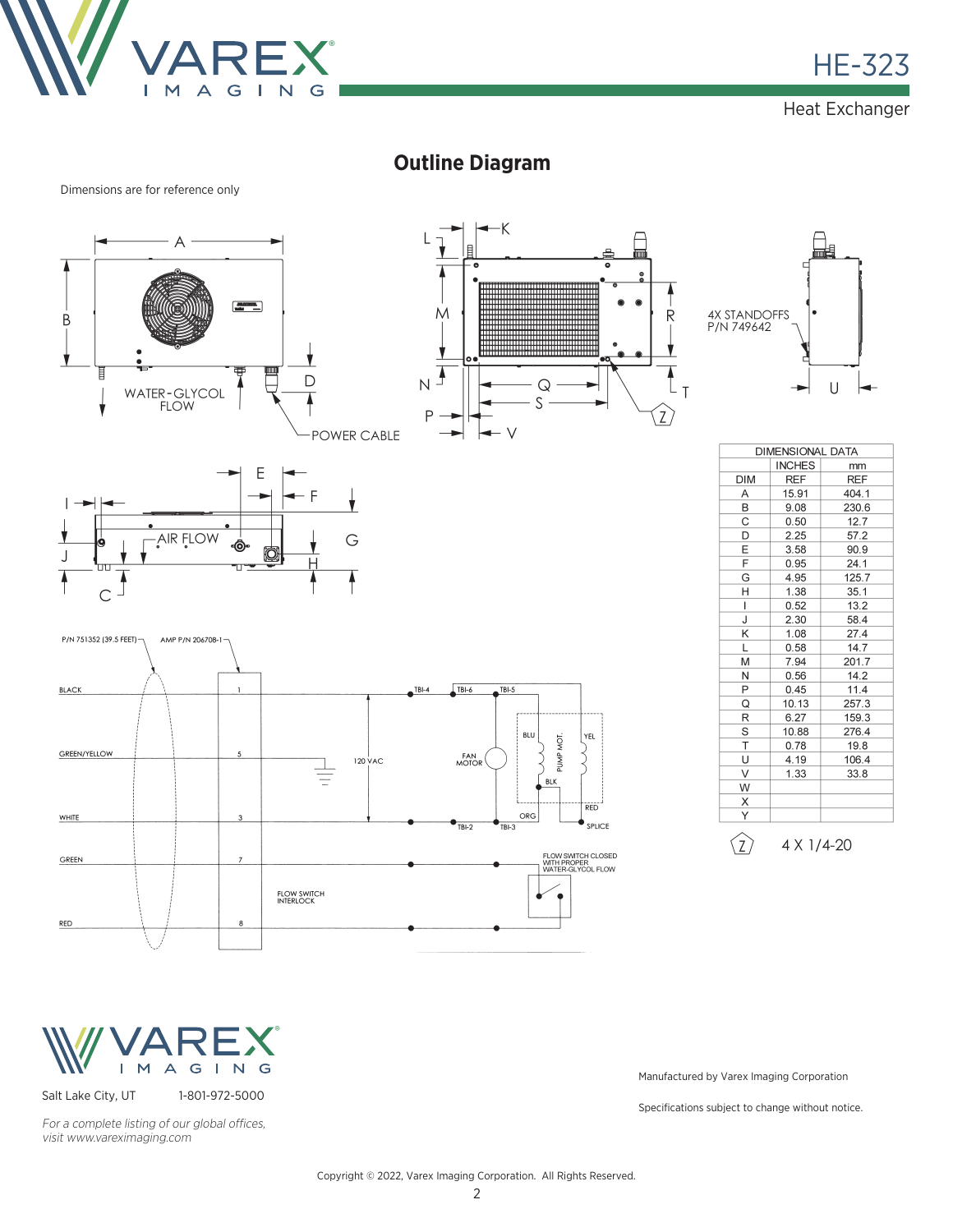## Outline Diagram

Dimensions are for reference only

A
B
C
D
E
F
G
H
I
J
K
L
M
N
P
Q
R
S
T
U
V
Z

WATER-GLYCOL FLOW

POWER CABLE

AIR FLOW

4X STANDOFFS P/N 749642

P/N 751352 (39.5 FEET)

AMP P/N 206708-1

BLACK
GREEN/YELLOW
WHITE
GREEN
RED

1
5
3
7
8

120 VAC

TBI-4
TBI-6
TBI-5
TBI-2
TBI-3

FAN MOTOR

BLU
YEL
PUMP MOT.
BLK
RED
ORG
SPLICE

FLOW SWITCH CLOSED WITH PROPER WATER-GLYCOL FLOW

FLOW SWITCH INTERLOCK

| DIMENSIONAL DATA | | |
|---|---|---|
| | INCHES | mm |
| DIM | REF | REF |
| A | 15.91 | 404.1 |
| B | 9.08 | 230.6 |
| C | 0.50 | 12.7 |
| D | 2.25 | 57.2 |
| E | 3.58 | 90.9 |
| F | 0.95 | 24.1 |
| G | 4.95 | 125.7 |
| H | 1.38 | 35.1 |
| I | 0.52 | 13.2 |
| J | 2.30 | 58.4 |
| K | 1.08 | 27.4 |
| L | 0.58 | 14.7 |
| M | 7.94 | 201.7 |
| N | 0.56 | 14.2 |
| P | 0.45 | 11.4 |
| Q | 10.13 | 257.3 |
| R | 6.27 | 159.3 |
| S | 10.88 | 276.4 |
| T | 0.78 | 19.8 |
| U | 4.19 | 106.4 |
| V | 1.33 | 33.8 |
| W | | |
| X | | |
| Y | | |

Z 4 X 1/4-20

Salt Lake City, UT 1-801-972-5000

*For a complete listing of our global offices, visit www.vareximaging.com*

Manufactured by Varex Imaging Corporation

Specifications subject to change without notice.

Copyright © 2022, Varex Imaging Corporation. All Rights Reserved.